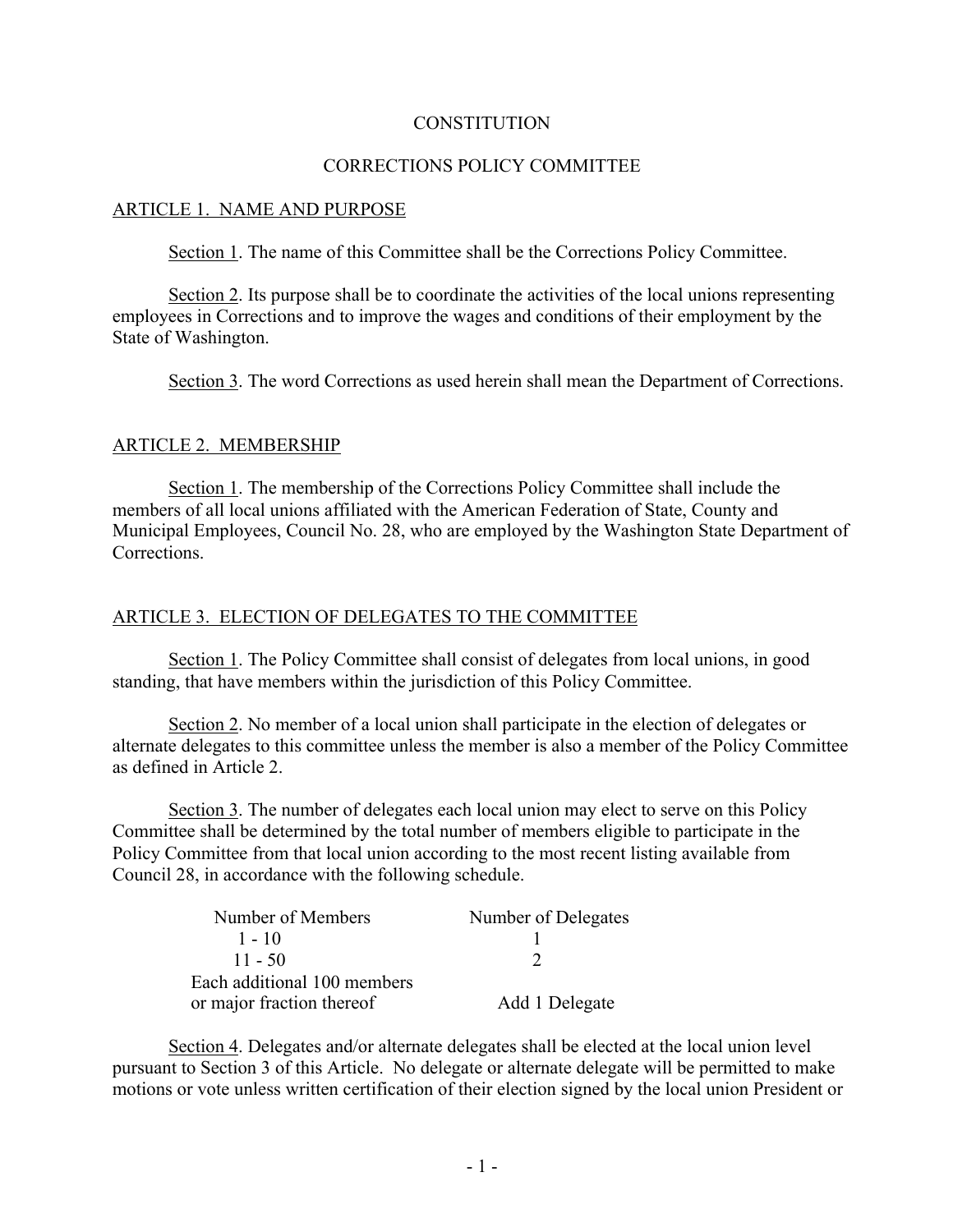# CONSTITUTION

## CORRECTIONS POLICY COMMITTEE

### ARTICLE 1. NAME AND PURPOSE

Section 1. The name of this Committee shall be the Corrections Policy Committee.

Section 2. Its purpose shall be to coordinate the activities of the local unions representing employees in Corrections and to improve the wages and conditions of their employment by the State of Washington.

Section 3. The word Corrections as used herein shall mean the Department of Corrections.

### ARTICLE 2. MEMBERSHIP

Section 1. The membership of the Corrections Policy Committee shall include the members of all local unions affiliated with the American Federation of State, County and Municipal Employees, Council No. 28, who are employed by the Washington State Department of Corrections.

### ARTICLE 3. ELECTION OF DELEGATES TO THE COMMITTEE

Section 1. The Policy Committee shall consist of delegates from local unions, in good standing, that have members within the jurisdiction of this Policy Committee.

Section 2. No member of a local union shall participate in the election of delegates or alternate delegates to this committee unless the member is also a member of the Policy Committee as defined in Article 2.

Section 3. The number of delegates each local union may elect to serve on this Policy Committee shall be determined by the total number of members eligible to participate in the Policy Committee from that local union according to the most recent listing available from Council 28, in accordance with the following schedule.

| Number of Members | Number of Delegates |
|---|---|
| 1 - 10 | 1 |
| 11 - 50 | 2 |
| Each additional 100 members or major fraction thereof | Add 1 Delegate |

Section 4. Delegates and/or alternate delegates shall be elected at the local union level pursuant to Section 3 of this Article. No delegate or alternate delegate will be permitted to make motions or vote unless written certification of their election signed by the local union President or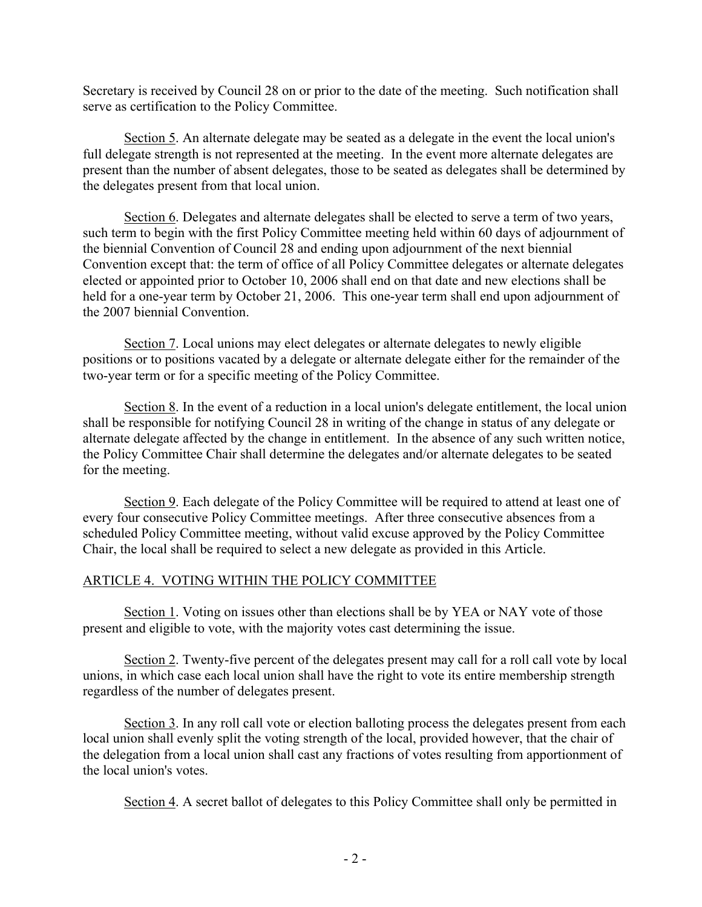Secretary is received by Council 28 on or prior to the date of the meeting. Such notification shall serve as certification to the Policy Committee.

Section 5. An alternate delegate may be seated as a delegate in the event the local union's full delegate strength is not represented at the meeting. In the event more alternate delegates are present than the number of absent delegates, those to be seated as delegates shall be determined by the delegates present from that local union.

Section 6. Delegates and alternate delegates shall be elected to serve a term of two years, such term to begin with the first Policy Committee meeting held within 60 days of adjournment of the biennial Convention of Council 28 and ending upon adjournment of the next biennial Convention except that: the term of office of all Policy Committee delegates or alternate delegates elected or appointed prior to October 10, 2006 shall end on that date and new elections shall be held for a one-year term by October 21, 2006. This one-year term shall end upon adjournment of the 2007 biennial Convention.

Section 7. Local unions may elect delegates or alternate delegates to newly eligible positions or to positions vacated by a delegate or alternate delegate either for the remainder of the two-year term or for a specific meeting of the Policy Committee.

Section 8. In the event of a reduction in a local union's delegate entitlement, the local union shall be responsible for notifying Council 28 in writing of the change in status of any delegate or alternate delegate affected by the change in entitlement. In the absence of any such written notice, the Policy Committee Chair shall determine the delegates and/or alternate delegates to be seated for the meeting.

Section 9. Each delegate of the Policy Committee will be required to attend at least one of every four consecutive Policy Committee meetings. After three consecutive absences from a scheduled Policy Committee meeting, without valid excuse approved by the Policy Committee Chair, the local shall be required to select a new delegate as provided in this Article.

## ARTICLE 4. VOTING WITHIN THE POLICY COMMITTEE

Section 1. Voting on issues other than elections shall be by YEA or NAY vote of those present and eligible to vote, with the majority votes cast determining the issue.

Section 2. Twenty-five percent of the delegates present may call for a roll call vote by local unions, in which case each local union shall have the right to vote its entire membership strength regardless of the number of delegates present.

Section 3. In any roll call vote or election balloting process the delegates present from each local union shall evenly split the voting strength of the local, provided however, that the chair of the delegation from a local union shall cast any fractions of votes resulting from apportionment of the local union's votes.

Section 4. A secret ballot of delegates to this Policy Committee shall only be permitted in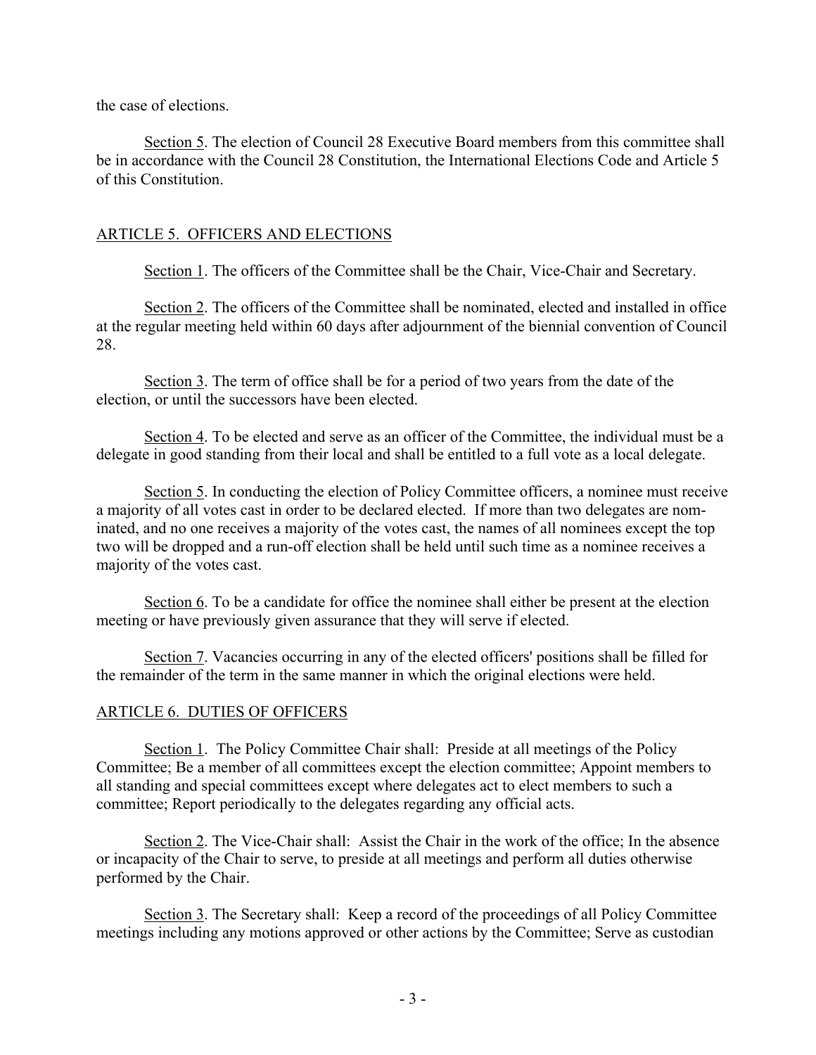the case of elections.

Section 5. The election of Council 28 Executive Board members from this committee shall be in accordance with the Council 28 Constitution, the International Elections Code and Article 5 of this Constitution.

## ARTICLE 5. OFFICERS AND ELECTIONS

Section 1. The officers of the Committee shall be the Chair, Vice-Chair and Secretary.

Section 2. The officers of the Committee shall be nominated, elected and installed in office at the regular meeting held within 60 days after adjournment of the biennial convention of Council 28.

Section 3. The term of office shall be for a period of two years from the date of the election, or until the successors have been elected.

Section 4. To be elected and serve as an officer of the Committee, the individual must be a delegate in good standing from their local and shall be entitled to a full vote as a local delegate.

Section 5. In conducting the election of Policy Committee officers, a nominee must receive a majority of all votes cast in order to be declared elected. If more than two delegates are nominated, and no one receives a majority of the votes cast, the names of all nominees except the top two will be dropped and a run-off election shall be held until such time as a nominee receives a majority of the votes cast.

Section 6. To be a candidate for office the nominee shall either be present at the election meeting or have previously given assurance that they will serve if elected.

Section 7. Vacancies occurring in any of the elected officers' positions shall be filled for the remainder of the term in the same manner in which the original elections were held.

## ARTICLE 6. DUTIES OF OFFICERS

Section 1. The Policy Committee Chair shall: Preside at all meetings of the Policy Committee; Be a member of all committees except the election committee; Appoint members to all standing and special committees except where delegates act to elect members to such a committee; Report periodically to the delegates regarding any official acts.

Section 2. The Vice-Chair shall: Assist the Chair in the work of the office; In the absence or incapacity of the Chair to serve, to preside at all meetings and perform all duties otherwise performed by the Chair.

Section 3. The Secretary shall: Keep a record of the proceedings of all Policy Committee meetings including any motions approved or other actions by the Committee; Serve as custodian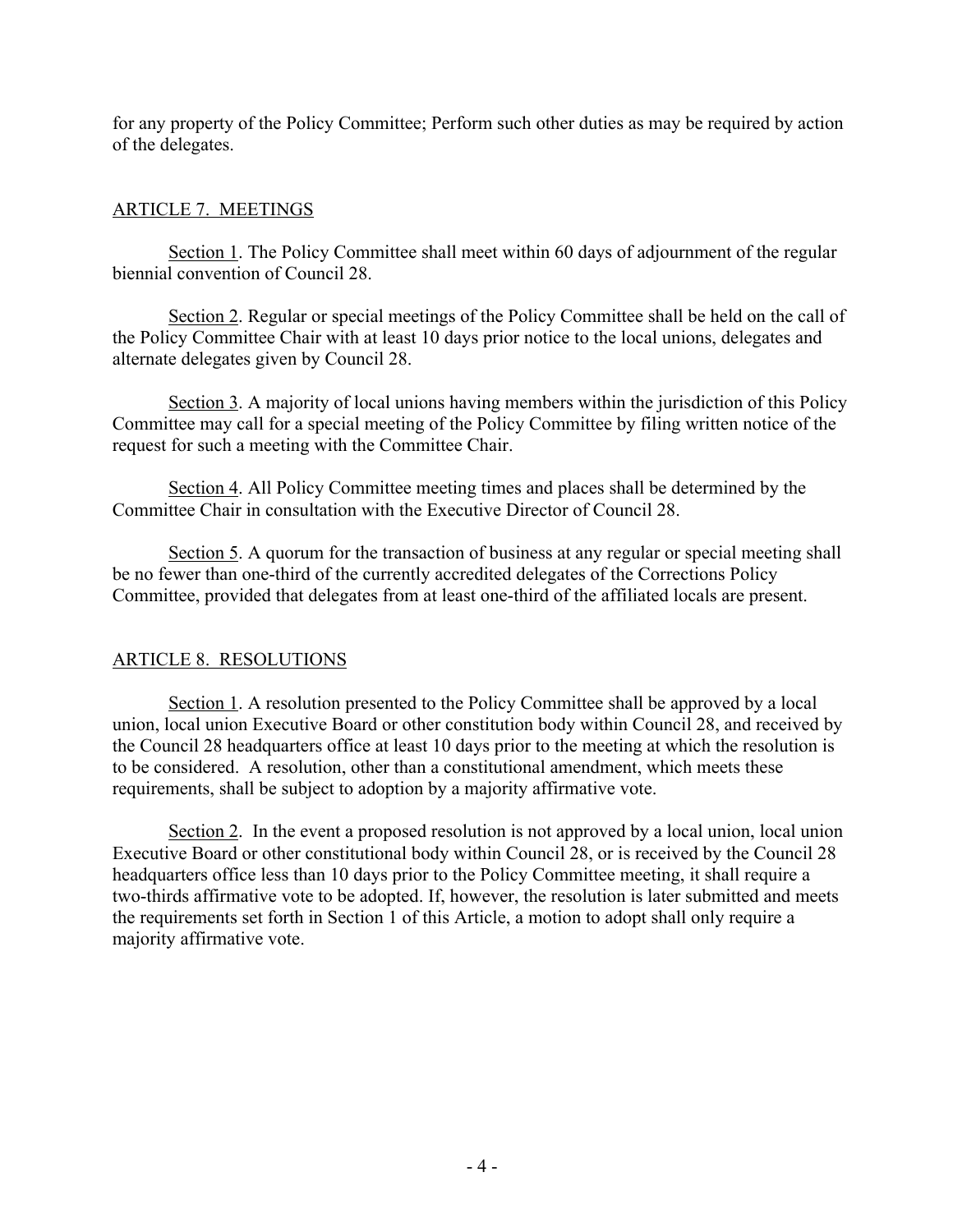for any property of the Policy Committee; Perform such other duties as may be required by action of the delegates.

## ARTICLE 7. MEETINGS

Section 1. The Policy Committee shall meet within 60 days of adjournment of the regular biennial convention of Council 28.

Section 2. Regular or special meetings of the Policy Committee shall be held on the call of the Policy Committee Chair with at least 10 days prior notice to the local unions, delegates and alternate delegates given by Council 28.

Section 3. A majority of local unions having members within the jurisdiction of this Policy Committee may call for a special meeting of the Policy Committee by filing written notice of the request for such a meeting with the Committee Chair.

Section 4. All Policy Committee meeting times and places shall be determined by the Committee Chair in consultation with the Executive Director of Council 28.

Section 5. A quorum for the transaction of business at any regular or special meeting shall be no fewer than one-third of the currently accredited delegates of the Corrections Policy Committee, provided that delegates from at least one-third of the affiliated locals are present.

## ARTICLE 8. RESOLUTIONS

Section 1. A resolution presented to the Policy Committee shall be approved by a local union, local union Executive Board or other constitution body within Council 28, and received by the Council 28 headquarters office at least 10 days prior to the meeting at which the resolution is to be considered. A resolution, other than a constitutional amendment, which meets these requirements, shall be subject to adoption by a majority affirmative vote.

Section 2. In the event a proposed resolution is not approved by a local union, local union Executive Board or other constitutional body within Council 28, or is received by the Council 28 headquarters office less than 10 days prior to the Policy Committee meeting, it shall require a two-thirds affirmative vote to be adopted. If, however, the resolution is later submitted and meets the requirements set forth in Section 1 of this Article, a motion to adopt shall only require a majority affirmative vote.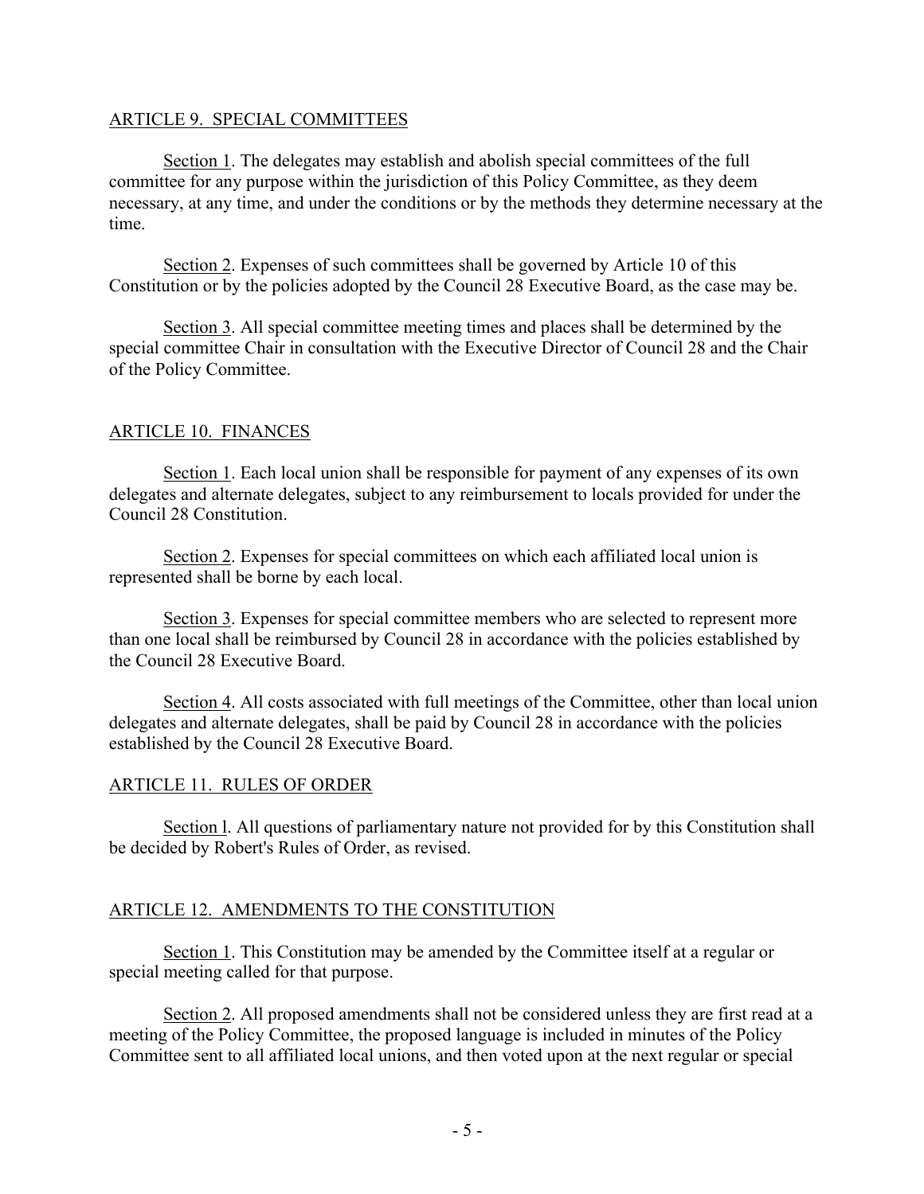## ARTICLE 9. SPECIAL COMMITTEES

Section 1. The delegates may establish and abolish special committees of the full committee for any purpose within the jurisdiction of this Policy Committee, as they deem necessary, at any time, and under the conditions or by the methods they determine necessary at the time.

Section 2. Expenses of such committees shall be governed by Article 10 of this Constitution or by the policies adopted by the Council 28 Executive Board, as the case may be.

Section 3. All special committee meeting times and places shall be determined by the special committee Chair in consultation with the Executive Director of Council 28 and the Chair of the Policy Committee.

## ARTICLE 10. FINANCES

Section 1. Each local union shall be responsible for payment of any expenses of its own delegates and alternate delegates, subject to any reimbursement to locals provided for under the Council 28 Constitution.

Section 2. Expenses for special committees on which each affiliated local union is represented shall be borne by each local.

Section 3. Expenses for special committee members who are selected to represent more than one local shall be reimbursed by Council 28 in accordance with the policies established by the Council 28 Executive Board.

Section 4. All costs associated with full meetings of the Committee, other than local union delegates and alternate delegates, shall be paid by Council 28 in accordance with the policies established by the Council 28 Executive Board.

## ARTICLE 11. RULES OF ORDER

Section l. All questions of parliamentary nature not provided for by this Constitution shall be decided by Robert's Rules of Order, as revised.

## ARTICLE 12. AMENDMENTS TO THE CONSTITUTION

Section 1. This Constitution may be amended by the Committee itself at a regular or special meeting called for that purpose.

Section 2. All proposed amendments shall not be considered unless they are first read at a meeting of the Policy Committee, the proposed language is included in minutes of the Policy Committee sent to all affiliated local unions, and then voted upon at the next regular or special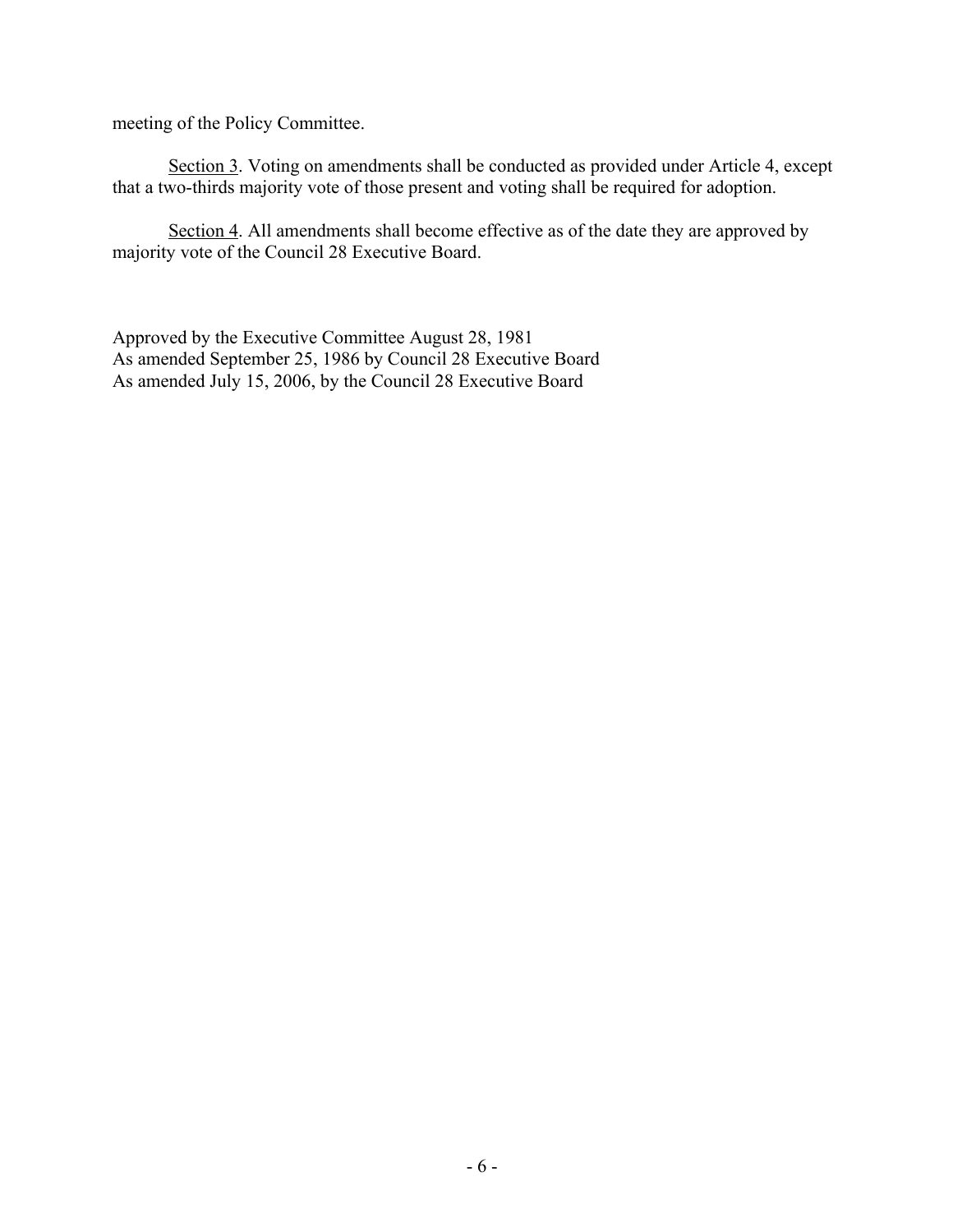meeting of the Policy Committee.

Section 3. Voting on amendments shall be conducted as provided under Article 4, except that a two-thirds majority vote of those present and voting shall be required for adoption.

Section 4. All amendments shall become effective as of the date they are approved by majority vote of the Council 28 Executive Board.

Approved by the Executive Committee August 28, 1981
As amended September 25, 1986 by Council 28 Executive Board
As amended July 15, 2006, by the Council 28 Executive Board